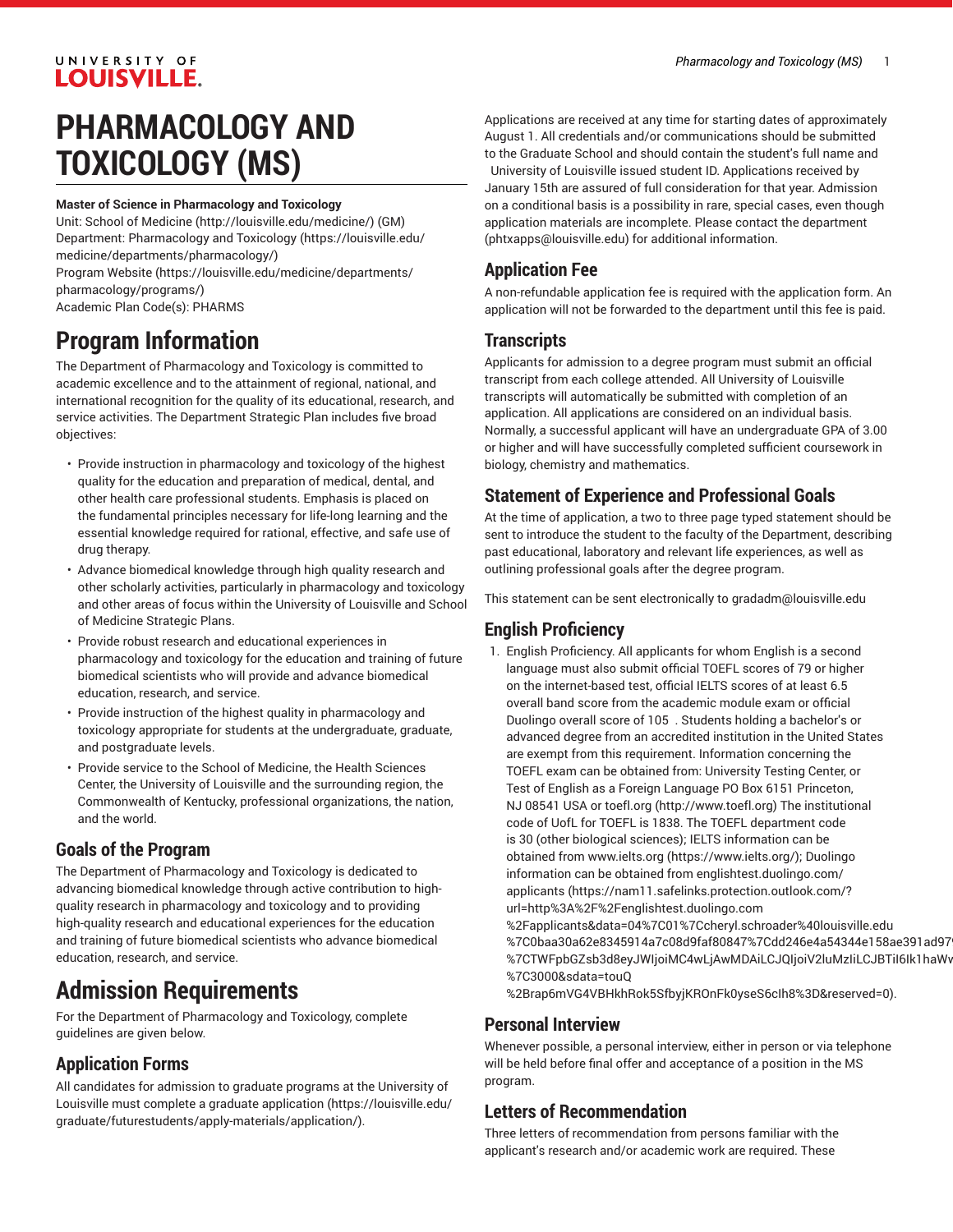# PHARMACOLOGY AND TOXICOLOGY (MS)

**Master of Science in Pharmacology and Toxicology**

Unit: School of Medicine (http://louisville.edu/medicine/) (GM)
Department: Pharmacology and Toxicology (https://louisville.edu/medicine/departments/pharmacology/)
Program Website (https://louisville.edu/medicine/departments/pharmacology/programs/)
Academic Plan Code(s): PHARMS

# Program Information

The Department of Pharmacology and Toxicology is committed to academic excellence and to the attainment of regional, national, and international recognition for the quality of its educational, research, and service activities. The Department Strategic Plan includes five broad objectives:

- Provide instruction in pharmacology and toxicology of the highest quality for the education and preparation of medical, dental, and other health care professional students. Emphasis is placed on the fundamental principles necessary for life-long learning and the essential knowledge required for rational, effective, and safe use of drug therapy.
- Advance biomedical knowledge through high quality research and other scholarly activities, particularly in pharmacology and toxicology and other areas of focus within the University of Louisville and School of Medicine Strategic Plans.
- Provide robust research and educational experiences in pharmacology and toxicology for the education and training of future biomedical scientists who will provide and advance biomedical education, research, and service.
- Provide instruction of the highest quality in pharmacology and toxicology appropriate for students at the undergraduate, graduate, and postgraduate levels.
- Provide service to the School of Medicine, the Health Sciences Center, the University of Louisville and the surrounding region, the Commonwealth of Kentucky, professional organizations, the nation, and the world.

## Goals of the Program

The Department of Pharmacology and Toxicology is dedicated to advancing biomedical knowledge through active contribution to high-quality research in pharmacology and toxicology and to providing high-quality research and educational experiences for the education and training of future biomedical scientists who advance biomedical education, research, and service.

# Admission Requirements

For the Department of Pharmacology and Toxicology, complete guidelines are given below.

## Application Forms

All candidates for admission to graduate programs at the University of Louisville must complete a graduate application (https://louisville.edu/graduate/futurestudents/apply-materials/application/).

Applications are received at any time for starting dates of approximately August 1. All credentials and/or communications should be submitted to the Graduate School and should contain the student's full name and University of Louisville issued student ID. Applications received by January 15th are assured of full consideration for that year. Admission on a conditional basis is a possibility in rare, special cases, even though application materials are incomplete. Please contact the department (phtxapps@louisville.edu) for additional information.

## Application Fee

A non-refundable application fee is required with the application form. An application will not be forwarded to the department until this fee is paid.

## Transcripts

Applicants for admission to a degree program must submit an official transcript from each college attended. All University of Louisville transcripts will automatically be submitted with completion of an application. All applications are considered on an individual basis. Normally, a successful applicant will have an undergraduate GPA of 3.00 or higher and will have successfully completed sufficient coursework in biology, chemistry and mathematics.

## Statement of Experience and Professional Goals

At the time of application, a two to three page typed statement should be sent to introduce the student to the faculty of the Department, describing past educational, laboratory and relevant life experiences, as well as outlining professional goals after the degree program.

This statement can be sent electronically to gradadm@louisville.edu

## English Proficiency

1. English Proficiency. All applicants for whom English is a second language must also submit official TOEFL scores of 79 or higher on the internet-based test, official IELTS scores of at least 6.5 overall band score from the academic module exam or official Duolingo overall score of 105 . Students holding a bachelor's or advanced degree from an accredited institution in the United States are exempt from this requirement. Information concerning the TOEFL exam can be obtained from: University Testing Center, or Test of English as a Foreign Language PO Box 6151 Princeton, NJ 08541 USA or toefl.org (http://www.toefl.org) The institutional code of UofL for TOEFL is 1838. The TOEFL department code is 30 (other biological sciences); IELTS information can be obtained from www.ielts.org (https://www.ielts.org/); Duolingo information can be obtained from englishtest.duolingo.com/applicants (https://nam11.safelinks.protection.outlook.com/?url=http%3A%2F%2Fenglishtest.duolingo.com%2Fapplicants&data=04%7C01%7Ccheryl.schroader%40louisville.edu%7C0baa30a62e8345914a7c08d9faf80847%7Cdd246e4a54344e158ae391ad97%7CTWFpbGZsb3d8eyJWIjoiMC4wLjAwMDAiLCJQIjoiV2luMzIiLCJBTiI6Ik1haWw%7C3000&sdata=touQ%2Brap6mVG4VBHkhRok5SfbyjKROnFk0yseS6cIh8%3D&reserved=0).

## Personal Interview

Whenever possible, a personal interview, either in person or via telephone will be held before final offer and acceptance of a position in the MS program.

## Letters of Recommendation

Three letters of recommendation from persons familiar with the applicant's research and/or academic work are required. These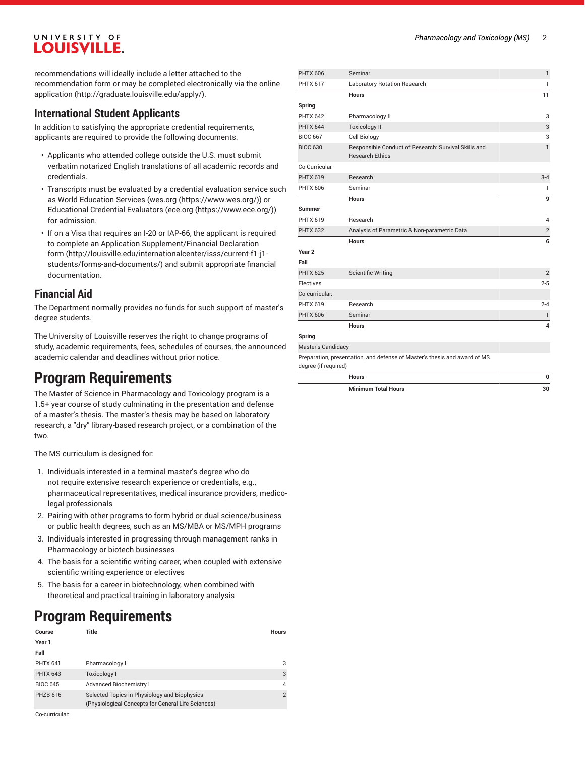recommendations will ideally include a letter attached to the recommendation form or may be completed electronically via the online application (http://graduate.louisville.edu/apply/).

## International Student Applicants

In addition to satisfying the appropriate credential requirements, applicants are required to provide the following documents.

- Applicants who attended college outside the U.S. must submit verbatim notarized English translations of all academic records and credentials.
- Transcripts must be evaluated by a credential evaluation service such as World Education Services (wes.org (https://www.wes.org/)) or Educational Credential Evaluators (ece.org (https://www.ece.org/)) for admission.
- If on a Visa that requires an I-20 or IAP-66, the applicant is required to complete an Application Supplement/Financial Declaration form (http://louisville.edu/internationalcenter/isss/current-f1-j1-students/forms-and-documents/) and submit appropriate financial documentation.

## Financial Aid

The Department normally provides no funds for such support of master's degree students.

The University of Louisville reserves the right to change programs of study, academic requirements, fees, schedules of courses, the announced academic calendar and deadlines without prior notice.

# Program Requirements

The Master of Science in Pharmacology and Toxicology program is a 1.5+ year course of study culminating in the presentation and defense of a master's thesis. The master's thesis may be based on laboratory research, a "dry" library-based research project, or a combination of the two.

The MS curriculum is designed for:

1. Individuals interested in a terminal master's degree who do not require extensive research experience or credentials, e.g., pharmaceutical representatives, medical insurance providers, medico-legal professionals
2. Pairing with other programs to form hybrid or dual science/business or public health degrees, such as an MS/MBA or MS/MPH programs
3. Individuals interested in progressing through management ranks in Pharmacology or biotech businesses
4. The basis for a scientific writing career, when coupled with extensive scientific writing experience or electives
5. The basis for a career in biotechnology, when combined with theoretical and practical training in laboratory analysis

# Program Requirements

| Course | Title | Hours |
|---|---|---|
| **Year 1** | | |
| **Fall** | | |
| PHTX 641 | Pharmacology I | 3 |
| PHTX 643 | Toxicology I | 3 |
| BIOC 645 | Advanced Biochemistry I | 4 |
| PHZB 616 | Selected Topics in Physiology and Biophysics (Physiological Concepts for General Life Sciences) | 2 |
| Co-curricular: | | |
| PHTX 606 | Seminar | 1 |
| PHTX 617 | Laboratory Rotation Research | 1 |
| | **Hours** | **11** |
| **Spring** | | |
| PHTX 642 | Pharmacology II | 3 |
| PHTX 644 | Toxicology II | 3 |
| BIOC 667 | Cell Biology | 3 |
| BIOC 630 | Responsible Conduct of Research: Survival Skills and Research Ethics | 1 |
| Co-Curricular: | | |
| PHTX 619 | Research | 3-4 |
| PHTX 606 | Seminar | 1 |
| | **Hours** | **9** |
| **Summer** | | |
| PHTX 619 | Research | 4 |
| PHTX 632 | Analysis of Parametric & Non-parametric Data | 2 |
| | **Hours** | **6** |
| **Year 2** | | |
| **Fall** | | |
| PHTX 625 | Scientific Writing | 2 |
| Electives | | 2-5 |
| Co-curricular: | | |
| PHTX 619 | Research | 2-4 |
| PHTX 606 | Seminar | 1 |
| | **Hours** | **4** |
| **Spring** | | |
| Master's Candidacy | | |
| Preparation, presentation, and defense of Master's thesis and award of MS degree (if required) | | |
| | **Hours** | **0** |
| | **Minimum Total Hours** | **30** |